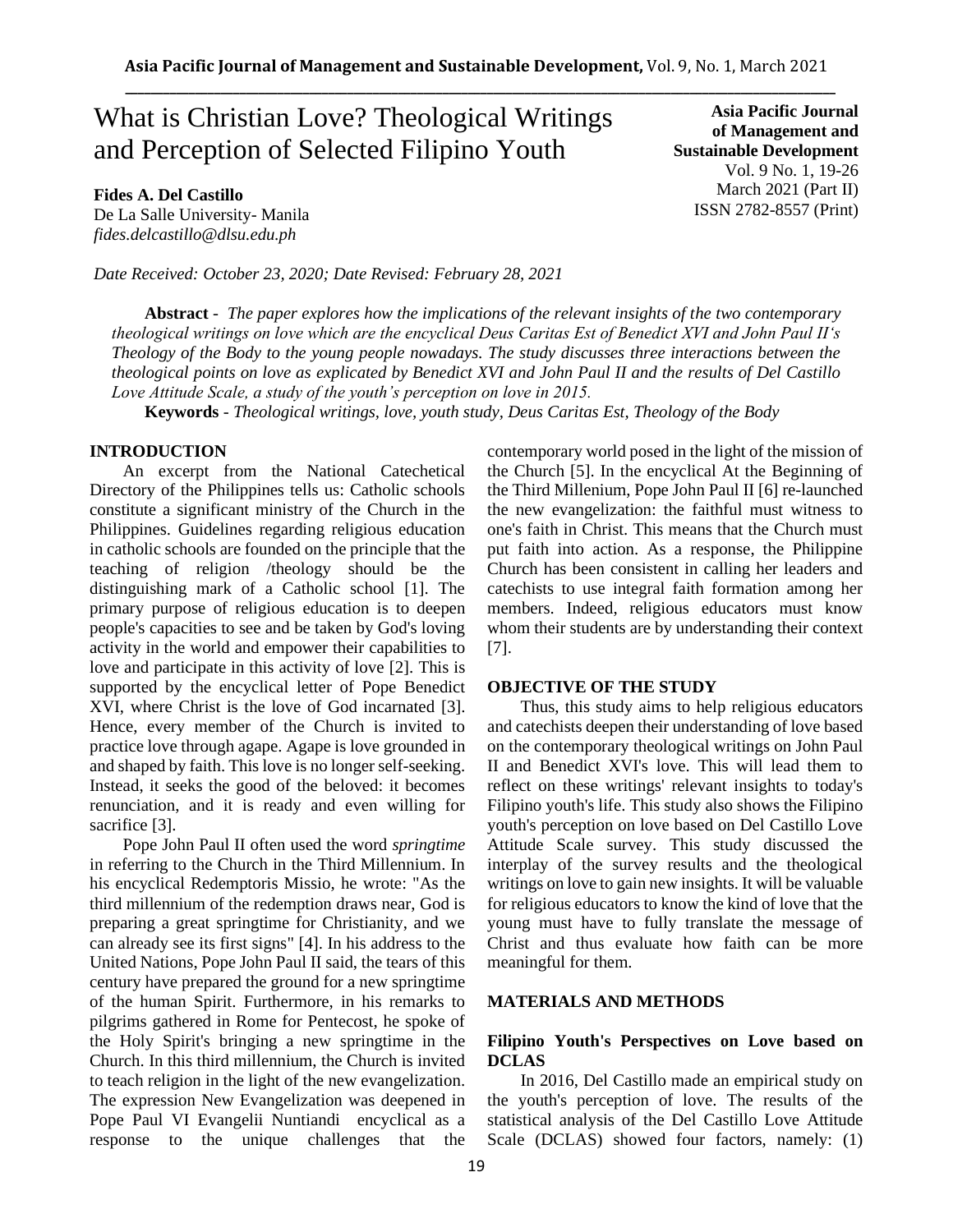# What is Christian Love? Theological Writings and Perception of Selected Filipino Youth

**Asia Pacific Journal of Management and Sustainable Development**
Vol. 9 No. 1, 19-26
March 2021 (Part II)
ISSN 2782-8557 (Print)

**Fides A. Del Castillo**
De La Salle University- Manila
*fides.delcastillo@dlsu.edu.ph*

*Date Received: October 23, 2020; Date Revised: February 28, 2021*

**Abstract** - *The paper explores how the implications of the relevant insights of the two contemporary theological writings on love which are the encyclical Deus Caritas Est of Benedict XVI and John Paul II's Theology of the Body to the young people nowadays. The study discusses three interactions between the theological points on love as explicated by Benedict XVI and John Paul II and the results of Del Castillo Love Attitude Scale, a study of the youth's perception on love in 2015.*

**Keywords** - *Theological writings, love, youth study, Deus Caritas Est, Theology of the Body*

## INTRODUCTION

An excerpt from the National Catechetical Directory of the Philippines tells us: Catholic schools constitute a significant ministry of the Church in the Philippines. Guidelines regarding religious education in catholic schools are founded on the principle that the teaching of religion /theology should be the distinguishing mark of a Catholic school [1]. The primary purpose of religious education is to deepen people's capacities to see and be taken by God's loving activity in the world and empower their capabilities to love and participate in this activity of love [2]. This is supported by the encyclical letter of Pope Benedict XVI, where Christ is the love of God incarnated [3]. Hence, every member of the Church is invited to practice love through agape. Agape is love grounded in and shaped by faith. This love is no longer self-seeking. Instead, it seeks the good of the beloved: it becomes renunciation, and it is ready and even willing for sacrifice [3].

Pope John Paul II often used the word *springtime* in referring to the Church in the Third Millennium. In his encyclical Redemptoris Missio, he wrote: "As the third millennium of the redemption draws near, God is preparing a great springtime for Christianity, and we can already see its first signs" [4]. In his address to the United Nations, Pope John Paul II said, the tears of this century have prepared the ground for a new springtime of the human Spirit. Furthermore, in his remarks to pilgrims gathered in Rome for Pentecost, he spoke of the Holy Spirit's bringing a new springtime in the Church. In this third millennium, the Church is invited to teach religion in the light of the new evangelization. The expression New Evangelization was deepened in Pope Paul VI Evangelii Nuntiandi encyclical as a response to the unique challenges that the contemporary world posed in the light of the mission of the Church [5]. In the encyclical At the Beginning of the Third Millenium, Pope John Paul II [6] re-launched the new evangelization: the faithful must witness to one's faith in Christ. This means that the Church must put faith into action. As a response, the Philippine Church has been consistent in calling her leaders and catechists to use integral faith formation among her members. Indeed, religious educators must know whom their students are by understanding their context [7].

## OBJECTIVE OF THE STUDY

Thus, this study aims to help religious educators and catechists deepen their understanding of love based on the contemporary theological writings on John Paul II and Benedict XVI's love. This will lead them to reflect on these writings' relevant insights to today's Filipino youth's life. This study also shows the Filipino youth's perception on love based on Del Castillo Love Attitude Scale survey. This study discussed the interplay of the survey results and the theological writings on love to gain new insights. It will be valuable for religious educators to know the kind of love that the young must have to fully translate the message of Christ and thus evaluate how faith can be more meaningful for them.

## MATERIALS AND METHODS

### Filipino Youth's Perspectives on Love based on DCLAS

In 2016, Del Castillo made an empirical study on the youth's perception of love. The results of the statistical analysis of the Del Castillo Love Attitude Scale (DCLAS) showed four factors, namely: (1)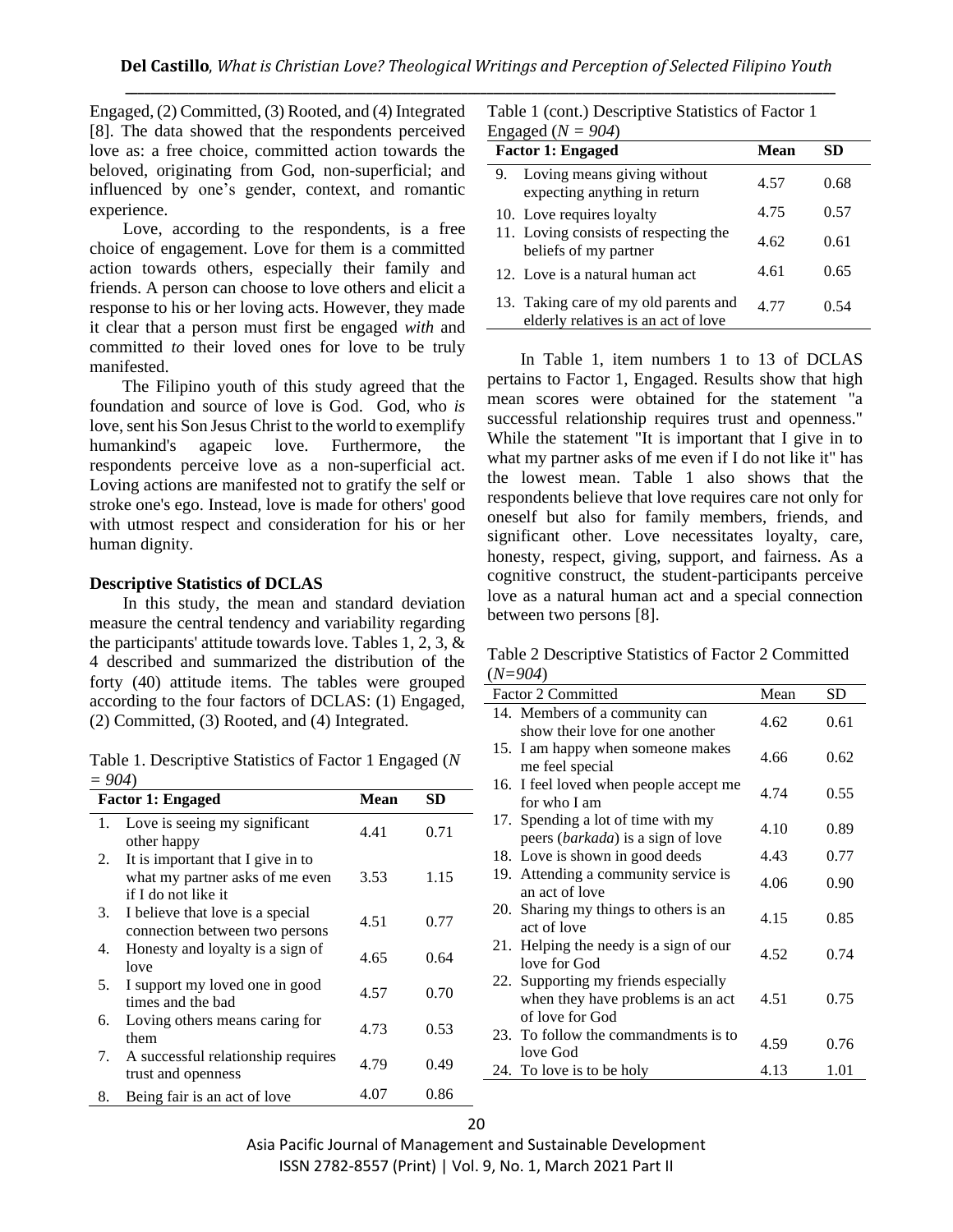Engaged, (2) Committed, (3) Rooted, and (4) Integrated [8]. The data showed that the respondents perceived love as: a free choice, committed action towards the beloved, originating from God, non-superficial; and influenced by one's gender, context, and romantic experience.

Love, according to the respondents, is a free choice of engagement. Love for them is a committed action towards others, especially their family and friends. A person can choose to love others and elicit a response to his or her loving acts. However, they made it clear that a person must first be engaged *with* and committed *to* their loved ones for love to be truly manifested.

The Filipino youth of this study agreed that the foundation and source of love is God. God, who *is* love, sent his Son Jesus Christ to the world to exemplify humankind's agapeic love. Furthermore, the respondents perceive love as a non-superficial act. Loving actions are manifested not to gratify the self or stroke one's ego. Instead, love is made for others' good with utmost respect and consideration for his or her human dignity.

**Descriptive Statistics of DCLAS**

In this study, the mean and standard deviation measure the central tendency and variability regarding the participants' attitude towards love. Tables 1, 2, 3, & 4 described and summarized the distribution of the forty (40) attitude items. The tables were grouped according to the four factors of DCLAS: (1) Engaged, (2) Committed, (3) Rooted, and (4) Integrated.

Table 1. Descriptive Statistics of Factor 1 Engaged (*N = 904*)

| Factor 1: Engaged | Mean | SD |
|---|---|---|
| 1. Love is seeing my significant other happy | 4.41 | 0.71 |
| 2. It is important that I give in to what my partner asks of me even if I do not like it | 3.53 | 1.15 |
| 3. I believe that love is a special connection between two persons | 4.51 | 0.77 |
| 4. Honesty and loyalty is a sign of love | 4.65 | 0.64 |
| 5. I support my loved one in good times and the bad | 4.57 | 0.70 |
| 6. Loving others means caring for them | 4.73 | 0.53 |
| 7. A successful relationship requires trust and openness | 4.79 | 0.49 |
| 8. Being fair is an act of love | 4.07 | 0.86 |

Table 1 (cont.) Descriptive Statistics of Factor 1 Engaged (*N = 904*)

| Factor 1: Engaged | Mean | SD |
|---|---|---|
| 9. Loving means giving without expecting anything in return | 4.57 | 0.68 |
| 10. Love requires loyalty | 4.75 | 0.57 |
| 11. Loving consists of respecting the beliefs of my partner | 4.62 | 0.61 |
| 12. Love is a natural human act | 4.61 | 0.65 |
| 13. Taking care of my old parents and elderly relatives is an act of love | 4.77 | 0.54 |

In Table 1, item numbers 1 to 13 of DCLAS pertains to Factor 1, Engaged. Results show that high mean scores were obtained for the statement "a successful relationship requires trust and openness." While the statement "It is important that I give in to what my partner asks of me even if I do not like it" has the lowest mean. Table 1 also shows that the respondents believe that love requires care not only for oneself but also for family members, friends, and significant other. Love necessitates loyalty, care, honesty, respect, giving, support, and fairness. As a cognitive construct, the student-participants perceive love as a natural human act and a special connection between two persons [8].

Table 2 Descriptive Statistics of Factor 2 Committed (*N=904*)

| Factor 2 Committed | Mean | SD |
|---|---|---|
| 14. Members of a community can show their love for one another | 4.62 | 0.61 |
| 15. I am happy when someone makes me feel special | 4.66 | 0.62 |
| 16. I feel loved when people accept me for who I am | 4.74 | 0.55 |
| 17. Spending a lot of time with my peers (*barkada*) is a sign of love | 4.10 | 0.89 |
| 18. Love is shown in good deeds | 4.43 | 0.77 |
| 19. Attending a community service is an act of love | 4.06 | 0.90 |
| 20. Sharing my things to others is an act of love | 4.15 | 0.85 |
| 21. Helping the needy is a sign of our love for God | 4.52 | 0.74 |
| 22. Supporting my friends especially when they have problems is an act of love for God | 4.51 | 0.75 |
| 23. To follow the commandments is to love God | 4.59 | 0.76 |
| 24. To love is to be holy | 4.13 | 1.01 |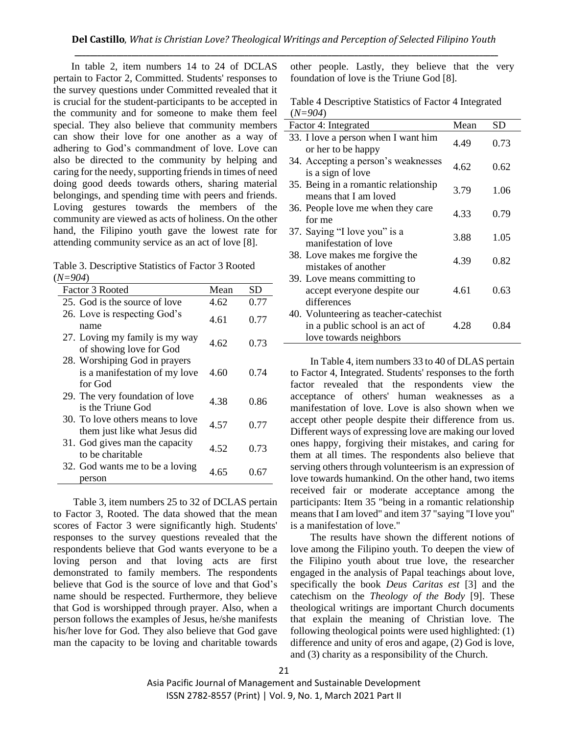In table 2, item numbers 14 to 24 of DCLAS pertain to Factor 2, Committed. Students' responses to the survey questions under Committed revealed that it is crucial for the student-participants to be accepted in the community and for someone to make them feel special. They also believe that community members can show their love for one another as a way of adhering to God's commandment of love. Love can also be directed to the community by helping and caring for the needy, supporting friends in times of need doing good deeds towards others, sharing material belongings, and spending time with peers and friends. Loving gestures towards the members of the community are viewed as acts of holiness. On the other hand, the Filipino youth gave the lowest rate for attending community service as an act of love [8].

Table 3. Descriptive Statistics of Factor 3 Rooted (*N=904*)

| Factor 3 Rooted | Mean | SD |
|---|---|---|
| 25. God is the source of love | 4.62 | 0.77 |
| 26. Love is respecting God's name | 4.61 | 0.77 |
| 27. Loving my family is my way of showing love for God | 4.62 | 0.73 |
| 28. Worshiping God in prayers is a manifestation of my love for God | 4.60 | 0.74 |
| 29. The very foundation of love is the Triune God | 4.38 | 0.86 |
| 30. To love others means to love them just like what Jesus did | 4.57 | 0.77 |
| 31. God gives man the capacity to be charitable | 4.52 | 0.73 |
| 32. God wants me to be a loving person | 4.65 | 0.67 |

Table 3, item numbers 25 to 32 of DCLAS pertain to Factor 3, Rooted. The data showed that the mean scores of Factor 3 were significantly high. Students' responses to the survey questions revealed that the respondents believe that God wants everyone to be a loving person and that loving acts are first demonstrated to family members. The respondents believe that God is the source of love and that God's name should be respected. Furthermore, they believe that God is worshipped through prayer. Also, when a person follows the examples of Jesus, he/she manifests his/her love for God. They also believe that God gave man the capacity to be loving and charitable towards other people. Lastly, they believe that the very foundation of love is the Triune God [8].

Table 4 Descriptive Statistics of Factor 4 Integrated (*N=904*)

| Factor 4: Integrated | Mean | SD |
|---|---|---|
| 33. I love a person when I want him or her to be happy | 4.49 | 0.73 |
| 34. Accepting a person's weaknesses is a sign of love | 4.62 | 0.62 |
| 35. Being in a romantic relationship means that I am loved | 3.79 | 1.06 |
| 36. People love me when they care for me | 4.33 | 0.79 |
| 37. Saying "I love you" is a manifestation of love | 3.88 | 1.05 |
| 38. Love makes me forgive the mistakes of another | 4.39 | 0.82 |
| 39. Love means committing to accept everyone despite our differences | 4.61 | 0.63 |
| 40. Volunteering as teacher-catechist in a public school is an act of love towards neighbors | 4.28 | 0.84 |

In Table 4, item numbers 33 to 40 of DLAS pertain to Factor 4, Integrated. Students' responses to the forth factor revealed that the respondents view the acceptance of others' human weaknesses as a manifestation of love. Love is also shown when we accept other people despite their difference from us. Different ways of expressing love are making our loved ones happy, forgiving their mistakes, and caring for them at all times. The respondents also believe that serving others through volunteerism is an expression of love towards humankind. On the other hand, two items received fair or moderate acceptance among the participants: Item 35 "being in a romantic relationship means that I am loved" and item 37 "saying "I love you" is a manifestation of love."

The results have shown the different notions of love among the Filipino youth. To deepen the view of the Filipino youth about true love, the researcher engaged in the analysis of Papal teachings about love, specifically the book *Deus Caritas est* [3] and the catechism on the *Theology of the Body* [9]. These theological writings are important Church documents that explain the meaning of Christian love. The following theological points were used highlighted: (1) difference and unity of eros and agape, (2) God is love, and (3) charity as a responsibility of the Church.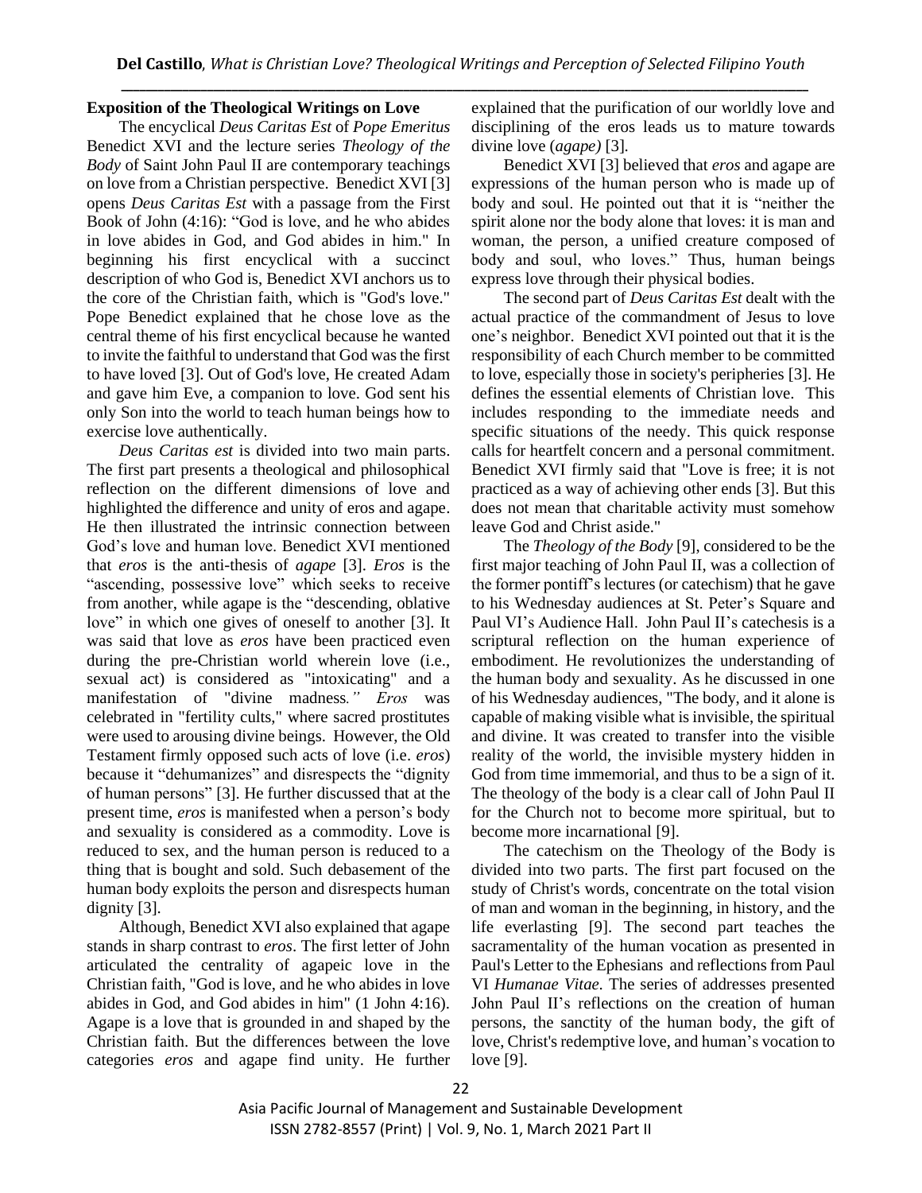## Exposition of the Theological Writings on Love

The encyclical *Deus Caritas Est* of *Pope Emeritus* Benedict XVI and the lecture series *Theology of the Body* of Saint John Paul II are contemporary teachings on love from a Christian perspective. Benedict XVI [3] opens *Deus Caritas Est* with a passage from the First Book of John (4:16): "God is love, and he who abides in love abides in God, and God abides in him." In beginning his first encyclical with a succinct description of who God is, Benedict XVI anchors us to the core of the Christian faith, which is "God's love." Pope Benedict explained that he chose love as the central theme of his first encyclical because he wanted to invite the faithful to understand that God was the first to have loved [3]. Out of God's love, He created Adam and gave him Eve, a companion to love. God sent his only Son into the world to teach human beings how to exercise love authentically.

*Deus Caritas est* is divided into two main parts. The first part presents a theological and philosophical reflection on the different dimensions of love and highlighted the difference and unity of eros and agape. He then illustrated the intrinsic connection between God's love and human love. Benedict XVI mentioned that *eros* is the anti-thesis of *agape* [3]. *Eros* is the "ascending, possessive love" which seeks to receive from another, while agape is the "descending, oblative love" in which one gives of oneself to another [3]. It was said that love as *eros* have been practiced even during the pre-Christian world wherein love (i.e., sexual act) is considered as "intoxicating" and a manifestation of "divine madness*." Eros* was celebrated in "fertility cults," where sacred prostitutes were used to arousing divine beings. However, the Old Testament firmly opposed such acts of love (i.e. *eros*) because it "dehumanizes" and disrespects the "dignity of human persons" [3]. He further discussed that at the present time, *eros* is manifested when a person's body and sexuality is considered as a commodity. Love is reduced to sex, and the human person is reduced to a thing that is bought and sold. Such debasement of the human body exploits the person and disrespects human dignity [3].

Although, Benedict XVI also explained that agape stands in sharp contrast to *eros*. The first letter of John articulated the centrality of agapeic love in the Christian faith, "God is love, and he who abides in love abides in God, and God abides in him" (1 John 4:16). Agape is a love that is grounded in and shaped by the Christian faith. But the differences between the love categories *eros* and agape find unity. He further explained that the purification of our worldly love and disciplining of the eros leads us to mature towards divine love (*agape)* [3].

Benedict XVI [3] believed that *eros* and agape are expressions of the human person who is made up of body and soul. He pointed out that it is "neither the spirit alone nor the body alone that loves: it is man and woman, the person, a unified creature composed of body and soul, who loves." Thus, human beings express love through their physical bodies.

The second part of *Deus Caritas Est* dealt with the actual practice of the commandment of Jesus to love one's neighbor. Benedict XVI pointed out that it is the responsibility of each Church member to be committed to love, especially those in society's peripheries [3]. He defines the essential elements of Christian love. This includes responding to the immediate needs and specific situations of the needy. This quick response calls for heartfelt concern and a personal commitment. Benedict XVI firmly said that "Love is free; it is not practiced as a way of achieving other ends [3]. But this does not mean that charitable activity must somehow leave God and Christ aside."

The *Theology of the Body* [9], considered to be the first major teaching of John Paul II, was a collection of the former pontiff's lectures (or catechism) that he gave to his Wednesday audiences at St. Peter's Square and Paul VI's Audience Hall. John Paul II's catechesis is a scriptural reflection on the human experience of embodiment. He revolutionizes the understanding of the human body and sexuality. As he discussed in one of his Wednesday audiences, "The body, and it alone is capable of making visible what is invisible, the spiritual and divine. It was created to transfer into the visible reality of the world, the invisible mystery hidden in God from time immemorial, and thus to be a sign of it. The theology of the body is a clear call of John Paul II for the Church not to become more spiritual, but to become more incarnational [9].

The catechism on the Theology of the Body is divided into two parts. The first part focused on the study of Christ's words, concentrate on the total vision of man and woman in the beginning, in history, and the life everlasting [9]. The second part teaches the sacramentality of the human vocation as presented in Paul's Letter to the Ephesians and reflections from Paul VI *Humanae Vitae*. The series of addresses presented John Paul II's reflections on the creation of human persons, the sanctity of the human body, the gift of love, Christ's redemptive love, and human's vocation to love [9].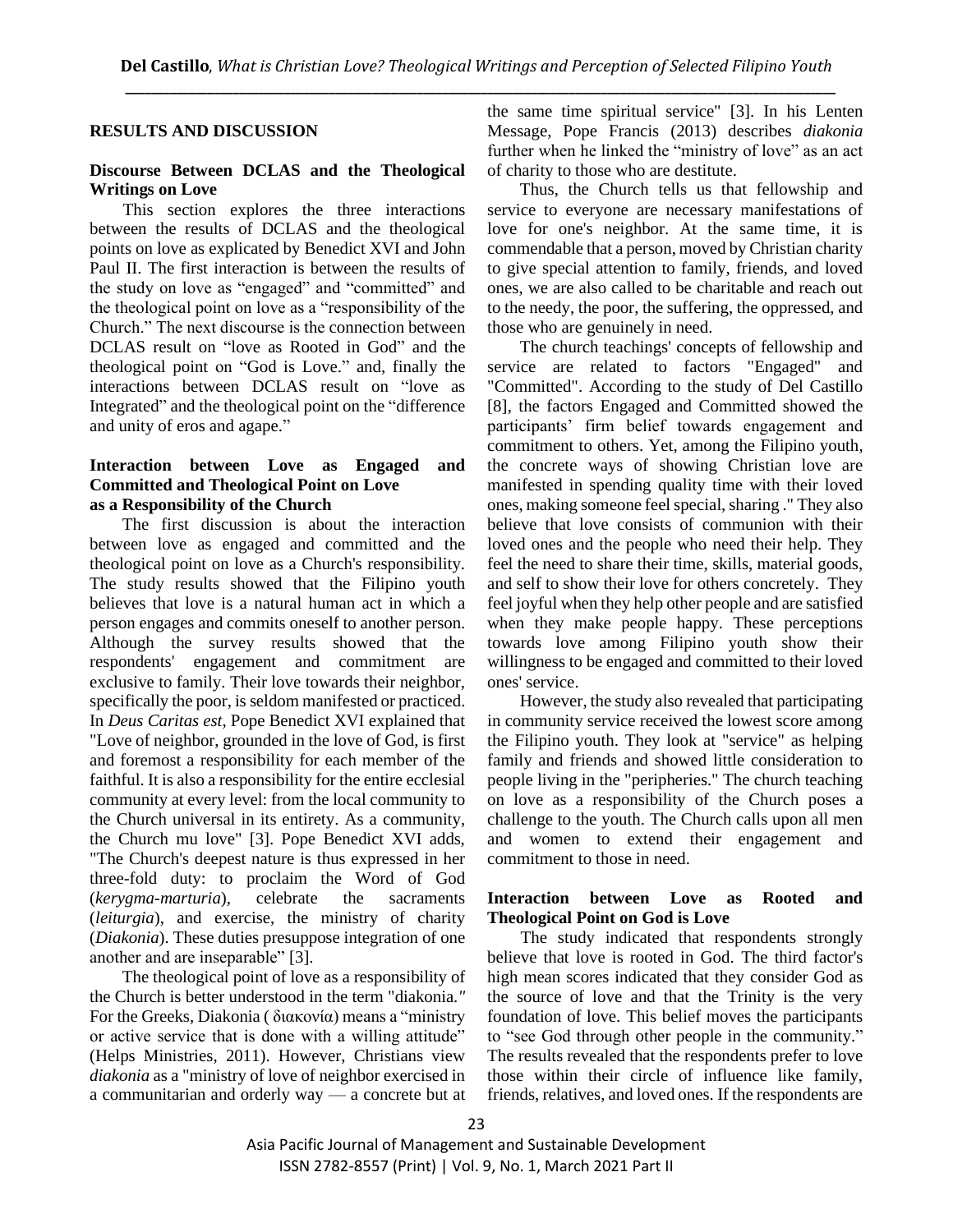## RESULTS AND DISCUSSION

### Discourse Between DCLAS and the Theological Writings on Love

This section explores the three interactions between the results of DCLAS and the theological points on love as explicated by Benedict XVI and John Paul II. The first interaction is between the results of the study on love as "engaged" and "committed" and the theological point on love as a "responsibility of the Church." The next discourse is the connection between DCLAS result on "love as Rooted in God" and the theological point on "God is Love." and, finally the interactions between DCLAS result on "love as Integrated" and the theological point on the "difference and unity of eros and agape."

### Interaction between Love as Engaged and Committed and Theological Point on Love as a Responsibility of the Church

The first discussion is about the interaction between love as engaged and committed and the theological point on love as a Church's responsibility. The study results showed that the Filipino youth believes that love is a natural human act in which a person engages and commits oneself to another person. Although the survey results showed that the respondents' engagement and commitment are exclusive to family. Their love towards their neighbor, specifically the poor, is seldom manifested or practiced. In *Deus Caritas est*, Pope Benedict XVI explained that "Love of neighbor, grounded in the love of God, is first and foremost a responsibility for each member of the faithful. It is also a responsibility for the entire ecclesial community at every level: from the local community to the Church universal in its entirety. As a community, the Church mu love" [3]. Pope Benedict XVI adds, "The Church's deepest nature is thus expressed in her three-fold duty: to proclaim the Word of God (*kerygma-marturia*), celebrate the sacraments (*leiturgia*), and exercise, the ministry of charity (*Diakonia*). These duties presuppose integration of one another and are inseparable" [3].

The theological point of love as a responsibility of the Church is better understood in the term "diakonia." For the Greeks, Diakonia ( διακονία) means a "ministry or active service that is done with a willing attitude" (Helps Ministries, 2011). However, Christians view *diakonia* as a "ministry of love of neighbor exercised in a communitarian and orderly way — a concrete but at the same time spiritual service" [3]. In his Lenten Message, Pope Francis (2013) describes *diakonia* further when he linked the "ministry of love" as an act of charity to those who are destitute.

Thus, the Church tells us that fellowship and service to everyone are necessary manifestations of love for one's neighbor. At the same time, it is commendable that a person, moved by Christian charity to give special attention to family, friends, and loved ones, we are also called to be charitable and reach out to the needy, the poor, the suffering, the oppressed, and those who are genuinely in need.

The church teachings' concepts of fellowship and service are related to factors "Engaged" and "Committed". According to the study of Del Castillo [8], the factors Engaged and Committed showed the participants' firm belief towards engagement and commitment to others. Yet, among the Filipino youth, the concrete ways of showing Christian love are manifested in spending quality time with their loved ones, making someone feel special, sharing ." They also believe that love consists of communion with their loved ones and the people who need their help. They feel the need to share their time, skills, material goods, and self to show their love for others concretely. They feel joyful when they help other people and are satisfied when they make people happy. These perceptions towards love among Filipino youth show their willingness to be engaged and committed to their loved ones' service.

However, the study also revealed that participating in community service received the lowest score among the Filipino youth. They look at "service" as helping family and friends and showed little consideration to people living in the "peripheries." The church teaching on love as a responsibility of the Church poses a challenge to the youth. The Church calls upon all men and women to extend their engagement and commitment to those in need.

### Interaction between Love as Rooted and Theological Point on God is Love

The study indicated that respondents strongly believe that love is rooted in God. The third factor's high mean scores indicated that they consider God as the source of love and that the Trinity is the very foundation of love. This belief moves the participants to "see God through other people in the community." The results revealed that the respondents prefer to love those within their circle of influence like family, friends, relatives, and loved ones. If the respondents are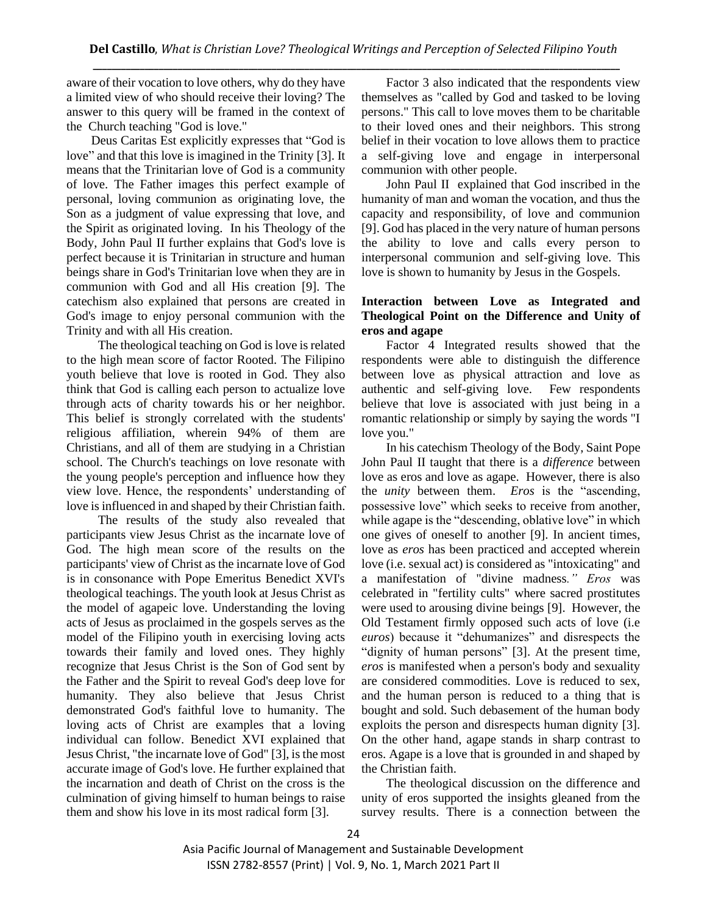aware of their vocation to love others, why do they have a limited view of who should receive their loving? The answer to this query will be framed in the context of the Church teaching "God is love."

Deus Caritas Est explicitly expresses that "God is love" and that this love is imagined in the Trinity [3]. It means that the Trinitarian love of God is a community of love. The Father images this perfect example of personal, loving communion as originating love, the Son as a judgment of value expressing that love, and the Spirit as originated loving. In his Theology of the Body, John Paul II further explains that God's love is perfect because it is Trinitarian in structure and human beings share in God's Trinitarian love when they are in communion with God and all His creation [9]. The catechism also explained that persons are created in God's image to enjoy personal communion with the Trinity and with all His creation.

The theological teaching on God is love is related to the high mean score of factor Rooted. The Filipino youth believe that love is rooted in God. They also think that God is calling each person to actualize love through acts of charity towards his or her neighbor. This belief is strongly correlated with the students' religious affiliation, wherein 94% of them are Christians, and all of them are studying in a Christian school. The Church's teachings on love resonate with the young people's perception and influence how they view love. Hence, the respondents' understanding of love is influenced in and shaped by their Christian faith.

The results of the study also revealed that participants view Jesus Christ as the incarnate love of God. The high mean score of the results on the participants' view of Christ as the incarnate love of God is in consonance with Pope Emeritus Benedict XVI's theological teachings. The youth look at Jesus Christ as the model of agapeic love. Understanding the loving acts of Jesus as proclaimed in the gospels serves as the model of the Filipino youth in exercising loving acts towards their family and loved ones. They highly recognize that Jesus Christ is the Son of God sent by the Father and the Spirit to reveal God's deep love for humanity. They also believe that Jesus Christ demonstrated God's faithful love to humanity. The loving acts of Christ are examples that a loving individual can follow. Benedict XVI explained that Jesus Christ, "the incarnate love of God" [3], is the most accurate image of God's love. He further explained that the incarnation and death of Christ on the cross is the culmination of giving himself to human beings to raise them and show his love in its most radical form [3].

Factor 3 also indicated that the respondents view themselves as "called by God and tasked to be loving persons." This call to love moves them to be charitable to their loved ones and their neighbors. This strong belief in their vocation to love allows them to practice a self-giving love and engage in interpersonal communion with other people.

John Paul II explained that God inscribed in the humanity of man and woman the vocation, and thus the capacity and responsibility, of love and communion [9]. God has placed in the very nature of human persons the ability to love and calls every person to interpersonal communion and self-giving love. This love is shown to humanity by Jesus in the Gospels.

**Interaction between Love as Integrated and Theological Point on the Difference and Unity of eros and agape**

Factor 4 Integrated results showed that the respondents were able to distinguish the difference between love as physical attraction and love as authentic and self-giving love. Few respondents believe that love is associated with just being in a romantic relationship or simply by saying the words "I love you."

In his catechism Theology of the Body, Saint Pope John Paul II taught that there is a *difference* between love as eros and love as agape. However, there is also the *unity* between them. *Eros* is the "ascending, possessive love" which seeks to receive from another, while agape is the "descending, oblative love" in which one gives of oneself to another [9]. In ancient times, love as *eros* has been practiced and accepted wherein love (i.e. sexual act) is considered as "intoxicating" and a manifestation of "divine madness*." Eros* was celebrated in "fertility cults" where sacred prostitutes were used to arousing divine beings [9]. However, the Old Testament firmly opposed such acts of love (i.e *euros*) because it "dehumanizes" and disrespects the "dignity of human persons" [3]. At the present time, *eros* is manifested when a person's body and sexuality are considered commodities. Love is reduced to sex, and the human person is reduced to a thing that is bought and sold. Such debasement of the human body exploits the person and disrespects human dignity [3]. On the other hand, agape stands in sharp contrast to eros. Agape is a love that is grounded in and shaped by the Christian faith.

The theological discussion on the difference and unity of eros supported the insights gleaned from the survey results. There is a connection between the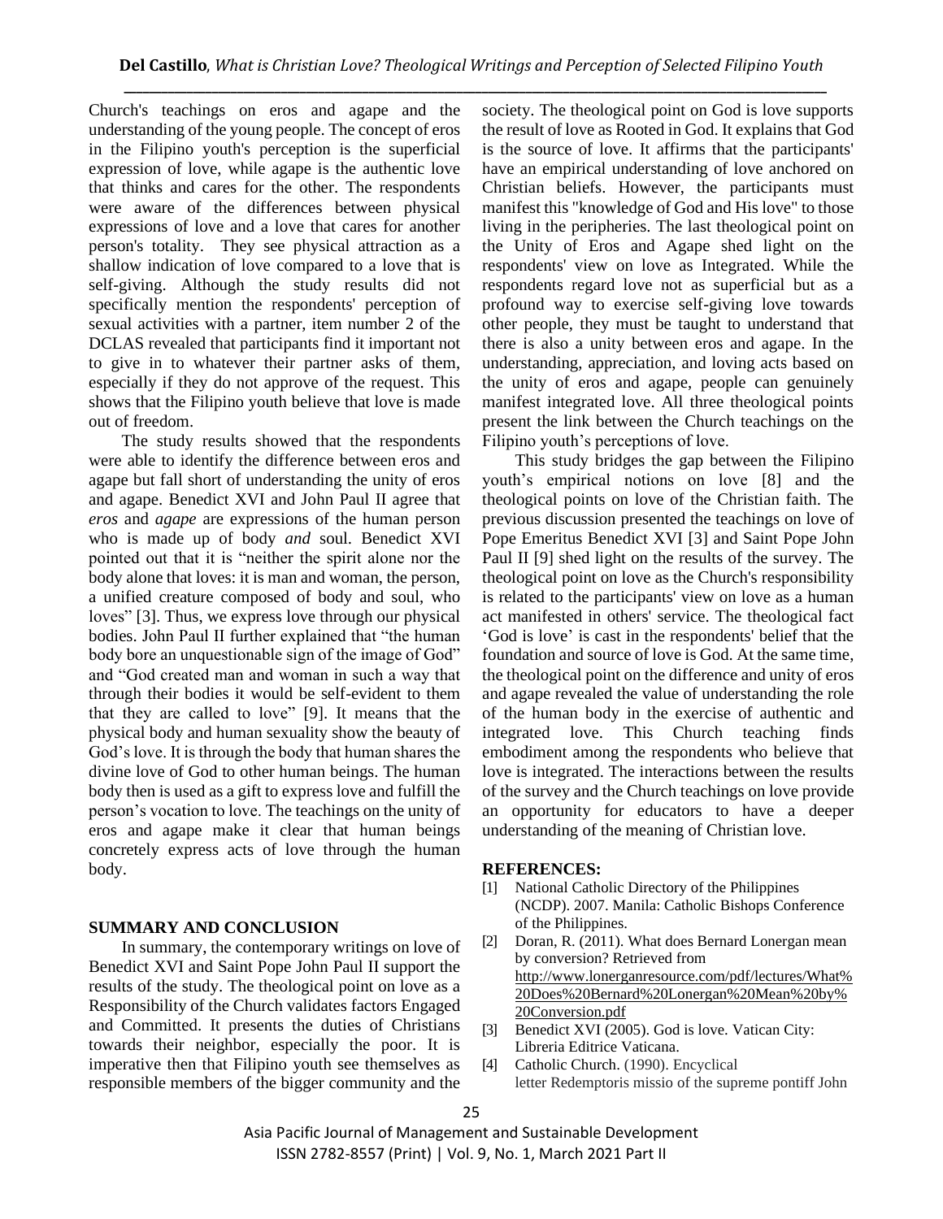Church's teachings on eros and agape and the understanding of the young people. The concept of eros in the Filipino youth's perception is the superficial expression of love, while agape is the authentic love that thinks and cares for the other. The respondents were aware of the differences between physical expressions of love and a love that cares for another person's totality. They see physical attraction as a shallow indication of love compared to a love that is self-giving. Although the study results did not specifically mention the respondents' perception of sexual activities with a partner, item number 2 of the DCLAS revealed that participants find it important not to give in to whatever their partner asks of them, especially if they do not approve of the request. This shows that the Filipino youth believe that love is made out of freedom.

The study results showed that the respondents were able to identify the difference between eros and agape but fall short of understanding the unity of eros and agape. Benedict XVI and John Paul II agree that *eros* and *agape* are expressions of the human person who is made up of body *and* soul. Benedict XVI pointed out that it is "neither the spirit alone nor the body alone that loves: it is man and woman, the person, a unified creature composed of body and soul, who loves" [3]. Thus, we express love through our physical bodies. John Paul II further explained that "the human body bore an unquestionable sign of the image of God" and "God created man and woman in such a way that through their bodies it would be self-evident to them that they are called to love" [9]. It means that the physical body and human sexuality show the beauty of God's love. It is through the body that human shares the divine love of God to other human beings. The human body then is used as a gift to express love and fulfill the person's vocation to love. The teachings on the unity of eros and agape make it clear that human beings concretely express acts of love through the human body.

## SUMMARY AND CONCLUSION

In summary, the contemporary writings on love of Benedict XVI and Saint Pope John Paul II support the results of the study. The theological point on love as a Responsibility of the Church validates factors Engaged and Committed. It presents the duties of Christians towards their neighbor, especially the poor. It is imperative then that Filipino youth see themselves as responsible members of the bigger community and the society. The theological point on God is love supports the result of love as Rooted in God. It explains that God is the source of love. It affirms that the participants' have an empirical understanding of love anchored on Christian beliefs. However, the participants must manifest this "knowledge of God and His love" to those living in the peripheries. The last theological point on the Unity of Eros and Agape shed light on the respondents' view on love as Integrated. While the respondents regard love not as superficial but as a profound way to exercise self-giving love towards other people, they must be taught to understand that there is also a unity between eros and agape. In the understanding, appreciation, and loving acts based on the unity of eros and agape, people can genuinely manifest integrated love. All three theological points present the link between the Church teachings on the Filipino youth's perceptions of love.

This study bridges the gap between the Filipino youth's empirical notions on love [8] and the theological points on love of the Christian faith. The previous discussion presented the teachings on love of Pope Emeritus Benedict XVI [3] and Saint Pope John Paul II [9] shed light on the results of the survey. The theological point on love as the Church's responsibility is related to the participants' view on love as a human act manifested in others' service. The theological fact 'God is love' is cast in the respondents' belief that the foundation and source of love is God. At the same time, the theological point on the difference and unity of eros and agape revealed the value of understanding the role of the human body in the exercise of authentic and integrated love. This Church teaching finds embodiment among the respondents who believe that love is integrated. The interactions between the results of the survey and the Church teachings on love provide an opportunity for educators to have a deeper understanding of the meaning of Christian love.

## REFERENCES:

[1] National Catholic Directory of the Philippines (NCDP). 2007. Manila: Catholic Bishops Conference of the Philippines.

[2] Doran, R. (2011). What does Bernard Lonergan mean by conversion? Retrieved from http://www.lonerganresource.com/pdf/lectures/What%20Does%20Bernard%20Lonergan%20Mean%20by%20Conversion.pdf

[3] Benedict XVI (2005). God is love. Vatican City: Libreria Editrice Vaticana.

[4] Catholic Church. (1990). Encyclical letter Redemptoris missio of the supreme pontiff John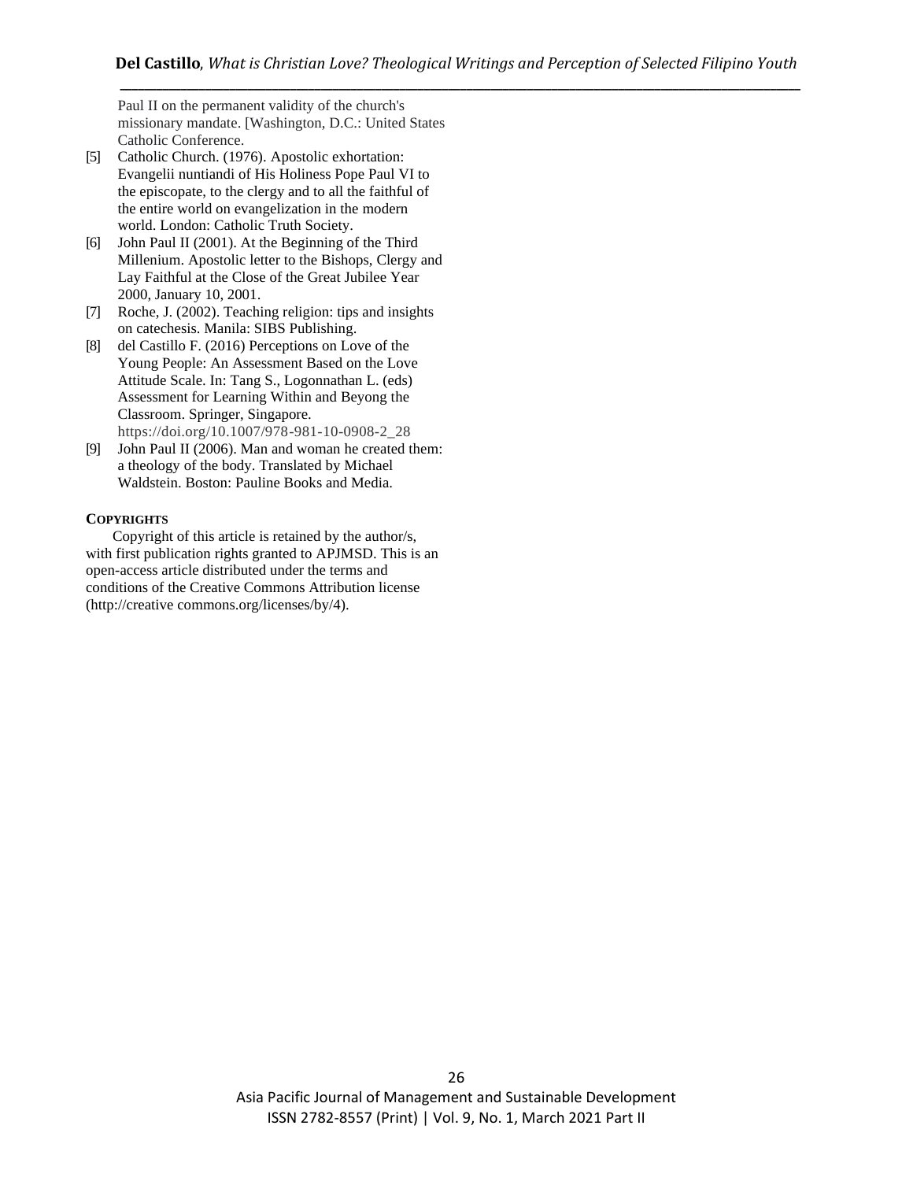Paul II on the permanent validity of the church's missionary mandate. [Washington, D.C.: United States Catholic Conference.

[5] Catholic Church. (1976). Apostolic exhortation: Evangelii nuntiandi of His Holiness Pope Paul VI to the episcopate, to the clergy and to all the faithful of the entire world on evangelization in the modern world. London: Catholic Truth Society.

[6] John Paul II (2001). At the Beginning of the Third Millenium. Apostolic letter to the Bishops, Clergy and Lay Faithful at the Close of the Great Jubilee Year 2000, January 10, 2001.

[7] Roche, J. (2002). Teaching religion: tips and insights on catechesis. Manila: SIBS Publishing.

[8] del Castillo F. (2016) Perceptions on Love of the Young People: An Assessment Based on the Love Attitude Scale. In: Tang S., Logonnathan L. (eds) Assessment for Learning Within and Beyong the Classroom. Springer, Singapore. https://doi.org/10.1007/978-981-10-0908-2_28

[9] John Paul II (2006). Man and woman he created them: a theology of the body. Translated by Michael Waldstein. Boston: Pauline Books and Media.

**COPYRIGHTS**

Copyright of this article is retained by the author/s, with first publication rights granted to APJMSD. This is an open-access article distributed under the terms and conditions of the Creative Commons Attribution license (http://creative commons.org/licenses/by/4).